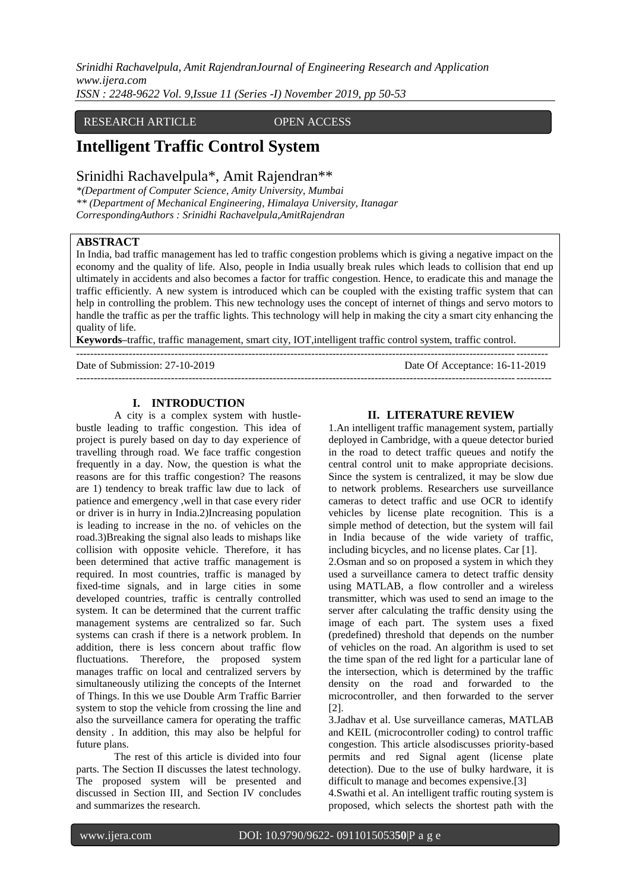RESEARCH ARTICLE OPEN ACCESS

# Intelligent Traffic Control System

Srinidhi Rachavelpula*, Amit Rajendran**

*\*(Department of Computer Science, Amity University, Mumbai*
*\*\* (Department of Mechanical Engineering, Himalaya University, Itanagar*
*CorrespondingAuthors : Srinidhi Rachavelpula,AmitRajendran*

## ABSTRACT

In India, bad traffic management has led to traffic congestion problems which is giving a negative impact on the economy and the quality of life. Also, people in India usually break rules which leads to collision that end up ultimately in accidents and also becomes a factor for traffic congestion. Hence, to eradicate this and manage the traffic efficiently. A new system is introduced which can be coupled with the existing traffic system that can help in controlling the problem. This new technology uses the concept of internet of things and servo motors to handle the traffic as per the traffic lights. This technology will help in making the city a smart city enhancing the quality of life.

**Keywords–**traffic, traffic management, smart city, IOT,intelligent traffic control system, traffic control.

Date of Submission: 27-10-2019 Date Of Acceptance: 16-11-2019

## I. INTRODUCTION

A city is a complex system with hustle-bustle leading to traffic congestion. This idea of project is purely based on day to day experience of travelling through road. We face traffic congestion frequently in a day. Now, the question is what the reasons are for this traffic congestion? The reasons are 1) tendency to break traffic law due to lack of patience and emergency ,well in that case every rider or driver is in hurry in India.2)Increasing population is leading to increase in the no. of vehicles on the road.3)Breaking the signal also leads to mishaps like collision with opposite vehicle. Therefore, it has been determined that active traffic management is required. In most countries, traffic is managed by fixed-time signals, and in large cities in some developed countries, traffic is centrally controlled system. It can be determined that the current traffic management systems are centralized so far. Such systems can crash if there is a network problem. In addition, there is less concern about traffic flow fluctuations. Therefore, the proposed system manages traffic on local and centralized servers by simultaneously utilizing the concepts of the Internet of Things. In this we use Double Arm Traffic Barrier system to stop the vehicle from crossing the line and also the surveillance camera for operating the traffic density . In addition, this may also be helpful for future plans.

The rest of this article is divided into four parts. The Section II discusses the latest technology. The proposed system will be presented and discussed in Section III, and Section IV concludes and summarizes the research.

## II. LITERATURE REVIEW

1.An intelligent traffic management system, partially deployed in Cambridge, with a queue detector buried in the road to detect traffic queues and notify the central control unit to make appropriate decisions. Since the system is centralized, it may be slow due to network problems. Researchers use surveillance cameras to detect traffic and use OCR to identify vehicles by license plate recognition. This is a simple method of detection, but the system will fail in India because of the wide variety of traffic, including bicycles, and no license plates. Car [1].

2.Osman and so on proposed a system in which they used a surveillance camera to detect traffic density using MATLAB, a flow controller and a wireless transmitter, which was used to send an image to the server after calculating the traffic density using the image of each part. The system uses a fixed (predefined) threshold that depends on the number of vehicles on the road. An algorithm is used to set the time span of the red light for a particular lane of the intersection, which is determined by the traffic density on the road and forwarded to the microcontroller, and then forwarded to the server [2].

3.Jadhav et al. Use surveillance cameras, MATLAB and KEIL (microcontroller coding) to control traffic congestion. This article alsodiscusses priority-based permits and red Signal agent (license plate detection). Due to the use of bulky hardware, it is difficult to manage and becomes expensive.[3]

4.Swathi et al. An intelligent traffic routing system is proposed, which selects the shortest path with the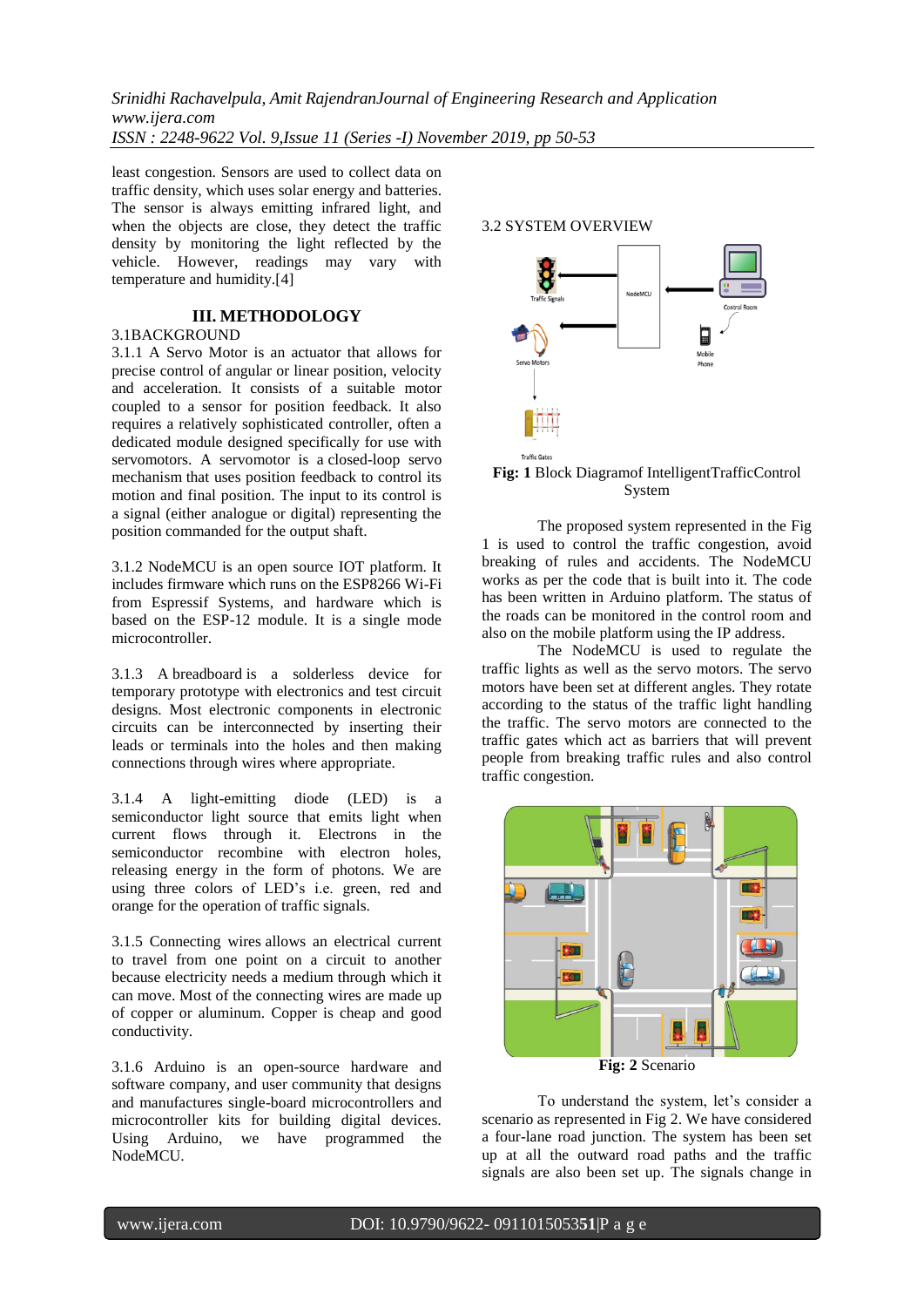least congestion. Sensors are used to collect data on traffic density, which uses solar energy and batteries. The sensor is always emitting infrared light, and when the objects are close, they detect the traffic density by monitoring the light reflected by the vehicle. However, readings may vary with temperature and humidity.[4]

## III. METHODOLOGY

### 3.1BACKGROUND

3.1.1 A Servo Motor is an actuator that allows for precise control of angular or linear position, velocity and acceleration. It consists of a suitable motor coupled to a sensor for position feedback. It also requires a relatively sophisticated controller, often a dedicated module designed specifically for use with servomotors. A servomotor is a closed-loop servo mechanism that uses position feedback to control its motion and final position. The input to its control is a signal (either analogue or digital) representing the position commanded for the output shaft.

3.1.2 NodeMCU is an open source IOT platform. It includes firmware which runs on the ESP8266 Wi-Fi from Espressif Systems, and hardware which is based on the ESP-12 module. It is a single mode microcontroller.

3.1.3 A breadboard is a solderless device for temporary prototype with electronics and test circuit designs. Most electronic components in electronic circuits can be interconnected by inserting their leads or terminals into the holes and then making connections through wires where appropriate.

3.1.4 A light-emitting diode (LED) is a semiconductor light source that emits light when current flows through it. Electrons in the semiconductor recombine with electron holes, releasing energy in the form of photons. We are using three colors of LED's i.e. green, red and orange for the operation of traffic signals.

3.1.5 Connecting wires allows an electrical current to travel from one point on a circuit to another because electricity needs a medium through which it can move. Most of the connecting wires are made up of copper or aluminum. Copper is cheap and good conductivity.

3.1.6 Arduino is an open-source hardware and software company, and user community that designs and manufactures single-board microcontrollers and microcontroller kits for building digital devices. Using Arduino, we have programmed the NodeMCU.

### 3.2 SYSTEM OVERVIEW

**Fig: 1** Block Diagramof IntelligentTrafficControl System

The proposed system represented in the Fig 1 is used to control the traffic congestion, avoid breaking of rules and accidents. The NodeMCU works as per the code that is built into it. The code has been written in Arduino platform. The status of the roads can be monitored in the control room and also on the mobile platform using the IP address.

The NodeMCU is used to regulate the traffic lights as well as the servo motors. The servo motors have been set at different angles. They rotate according to the status of the traffic light handling the traffic. The servo motors are connected to the traffic gates which act as barriers that will prevent people from breaking traffic rules and also control traffic congestion.

**Fig: 2** Scenario

To understand the system, let's consider a scenario as represented in Fig 2. We have considered a four-lane road junction. The system has been set up at all the outward road paths and the traffic signals are also been set up. The signals change in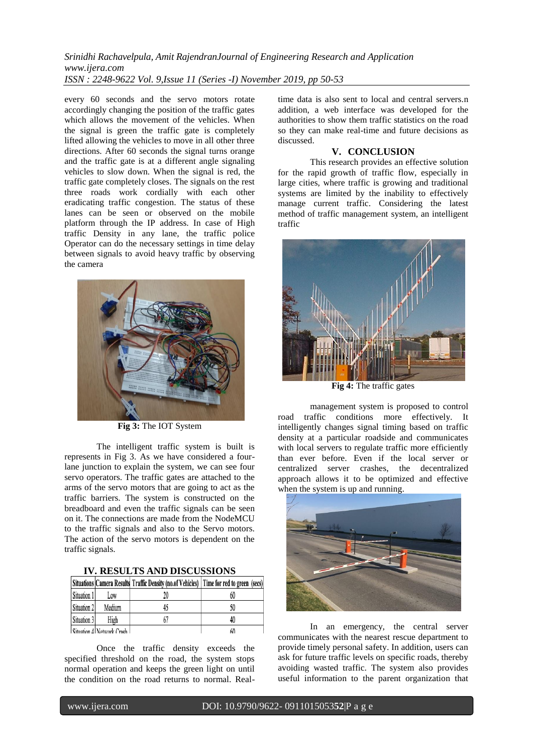every 60 seconds and the servo motors rotate accordingly changing the position of the traffic gates which allows the movement of the vehicles. When the signal is green the traffic gate is completely lifted allowing the vehicles to move in all other three directions. After 60 seconds the signal turns orange and the traffic gate is at a different angle signaling vehicles to slow down. When the signal is red, the traffic gate completely closes. The signals on the rest three roads work cordially with each other eradicating traffic congestion. The status of these lanes can be seen or observed on the mobile platform through the IP address. In case of High traffic Density in any lane, the traffic police Operator can do the necessary settings in time delay between signals to avoid heavy traffic by observing the camera

**Fig 3:** The IOT System

The intelligent traffic system is built is represents in Fig 3. As we have considered a four-lane junction to explain the system, we can see four servo operators. The traffic gates are attached to the arms of the servo motors that are going to act as the traffic barriers. The system is constructed on the breadboard and even the traffic signals can be seen on it. The connections are made from the NodeMCU to the traffic signals and also to the Servo motors. The action of the servo motors is dependent on the traffic signals.

## IV. RESULTS AND DISCUSSIONS

| Situations | Camera Results | Traffic Density (no.of Vehicles) | Time for red to green (secs) |
|---|---|---|---|
| Situation 1 | Low | 20 | 60 |
| Situation 2 | Medium | 45 | 50 |
| Situation 3 | High | 67 | 40 |
| Situation 4 | Network Crash | | 60 |

Once the traffic density exceeds the specified threshold on the road, the system stops normal operation and keeps the green light on until the condition on the road returns to normal. Real-time data is also sent to local and central servers.n addition, a web interface was developed for the authorities to show them traffic statistics on the road so they can make real-time and future decisions as discussed.

## V. CONCLUSION

This research provides an effective solution for the rapid growth of traffic flow, especially in large cities, where traffic is growing and traditional systems are limited by the inability to effectively manage current traffic. Considering the latest method of traffic management system, an intelligent traffic

**Fig 4:** The traffic gates

management system is proposed to control road traffic conditions more effectively. It intelligently changes signal timing based on traffic density at a particular roadside and communicates with local servers to regulate traffic more efficiently than ever before. Even if the local server or centralized server crashes, the decentralized approach allows it to be optimized and effective when the system is up and running.

In an emergency, the central server communicates with the nearest rescue department to provide timely personal safety. In addition, users can ask for future traffic levels on specific roads, thereby avoiding wasted traffic. The system also provides useful information to the parent organization that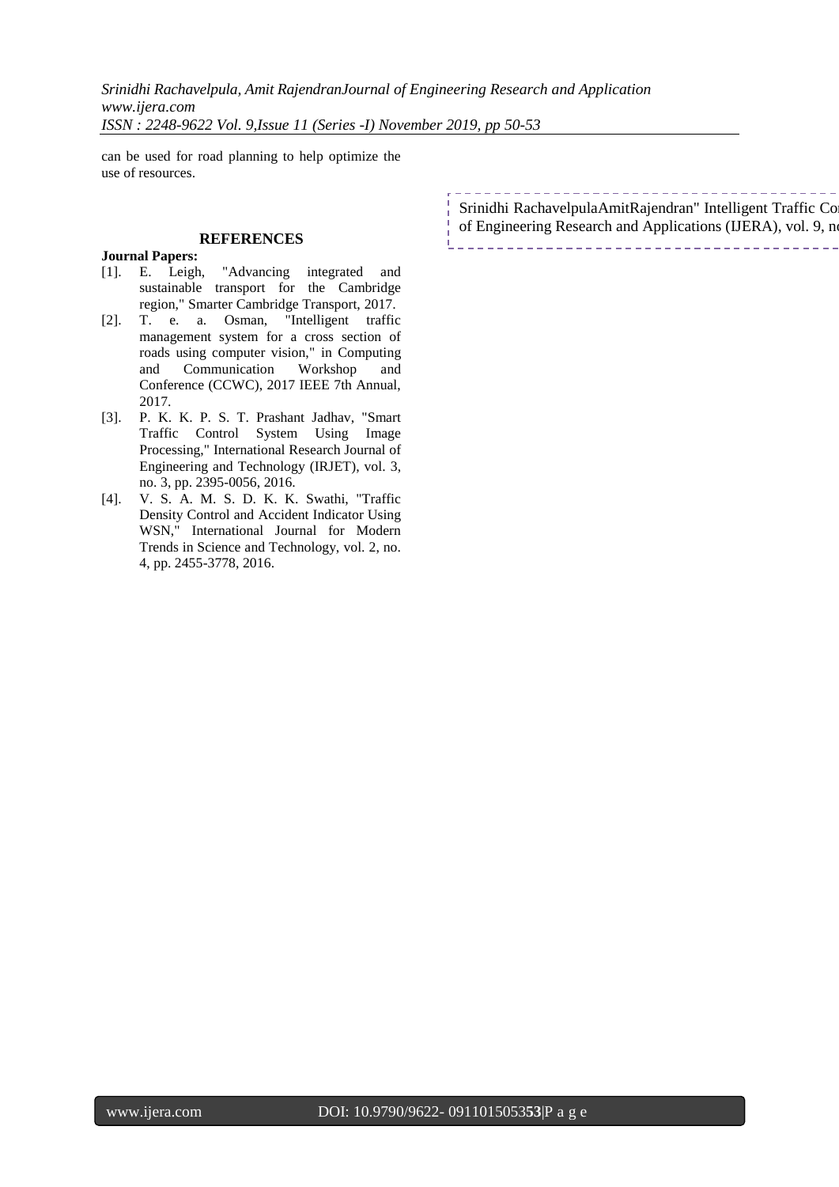can be used for road planning to help optimize the use of resources.

## REFERENCES

**Journal Papers:**

[1]. E. Leigh, "Advancing integrated and sustainable transport for the Cambridge region," Smarter Cambridge Transport, 2017.

[2]. T. e. a. Osman, "Intelligent traffic management system for a cross section of roads using computer vision," in Computing and Communication Workshop and Conference (CCWC), 2017 IEEE 7th Annual, 2017.

[3]. P. K. K. P. S. T. Prashant Jadhav, "Smart Traffic Control System Using Image Processing," International Research Journal of Engineering and Technology (IRJET), vol. 3, no. 3, pp. 2395-0056, 2016.

[4]. V. S. A. M. S. D. K. K. Swathi, "Traffic Density Control and Accident Indicator Using WSN," International Journal for Modern Trends in Science and Technology, vol. 2, no. 4, pp. 2455-3778, 2016.

Srinidhi RachavelpulaAmitRajendran" Intelligent Traffic Co of Engineering Research and Applications (IJERA), vol. 9, n